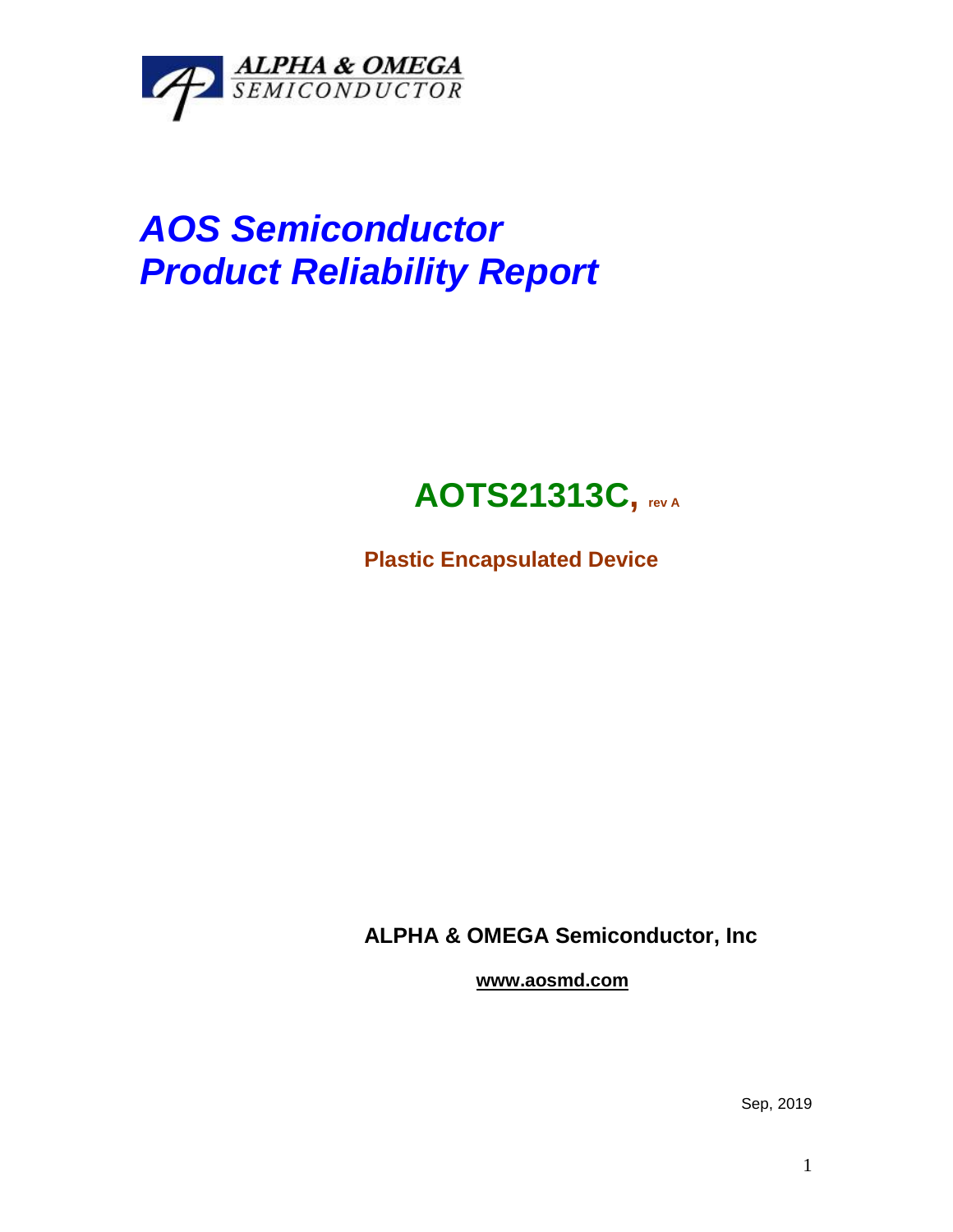ALPHA & OMEGA
SEMICONDUCTOR

# *AOS Semiconductor*
# *Product Reliability Report*

## AOTS21313C, rev A

**Plastic Encapsulated Device**

**ALPHA & OMEGA Semiconductor, Inc**

**www.aosmd.com**

Sep, 2019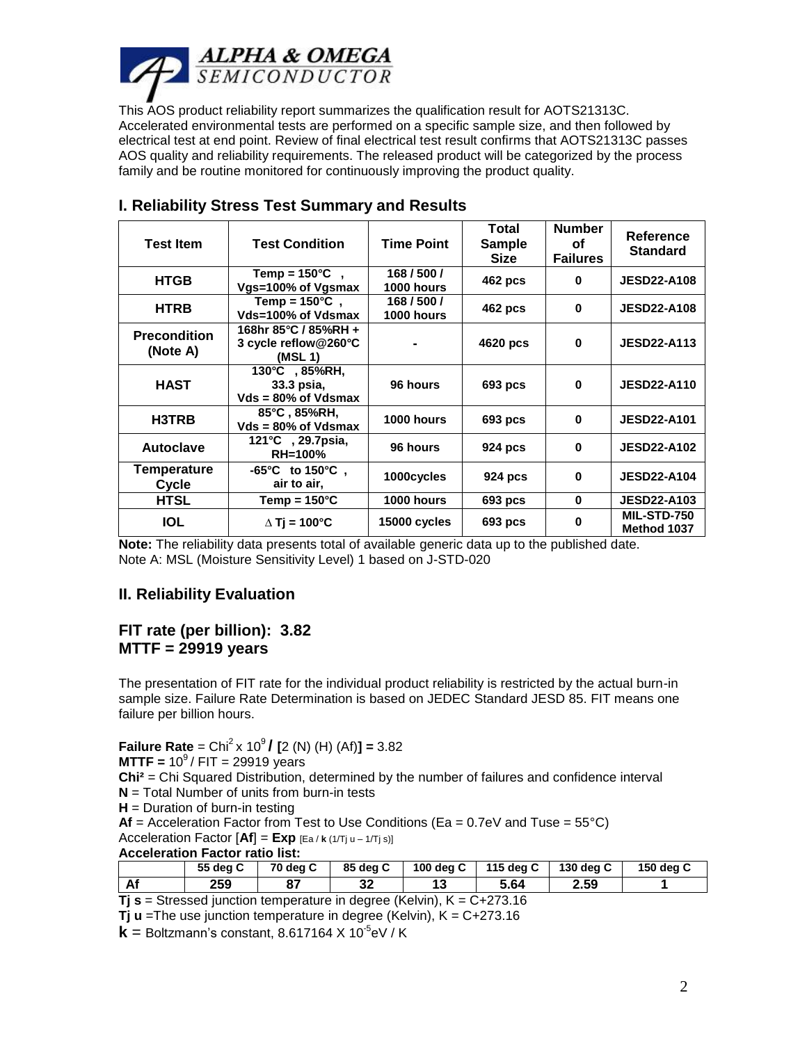ALPHA & OMEGA SEMICONDUCTOR

This AOS product reliability report summarizes the qualification result for AOTS21313C. Accelerated environmental tests are performed on a specific sample size, and then followed by electrical test at end point. Review of final electrical test result confirms that AOTS21313C passes AOS quality and reliability requirements. The released product will be categorized by the process family and be routine monitored for continuously improving the product quality.

## I. Reliability Stress Test Summary and Results

| Test Item | Test Condition | Time Point | Total Sample Size | Number of Failures | Reference Standard |
|---|---|---|---|---|---|
| HTGB | Temp = 150°C , Vgs=100% of Vgsmax | 168 / 500 / 1000 hours | 462 pcs | 0 | JESD22-A108 |
| HTRB | Temp = 150°C , Vds=100% of Vdsmax | 168 / 500 / 1000 hours | 462 pcs | 0 | JESD22-A108 |
| Precondition (Note A) | 168hr 85°C / 85%RH + 3 cycle reflow@260°C (MSL 1) | - | 4620 pcs | 0 | JESD22-A113 |
| HAST | 130°C , 85%RH, 33.3 psia, Vds = 80% of Vdsmax | 96 hours | 693 pcs | 0 | JESD22-A110 |
| H3TRB | 85°C , 85%RH, Vds = 80% of Vdsmax | 1000 hours | 693 pcs | 0 | JESD22-A101 |
| Autoclave | 121°C , 29.7psia, RH=100% | 96 hours | 924 pcs | 0 | JESD22-A102 |
| Temperature Cycle | -65°C to 150°C , air to air, | 1000cycles | 924 pcs | 0 | JESD22-A104 |
| HTSL | Temp = 150°C | 1000 hours | 693 pcs | 0 | JESD22-A103 |
| IOL | $\Delta$ Tj = 100°C | 15000 cycles | 693 pcs | 0 | MIL-STD-750 Method 1037 |

**Note:** The reliability data presents total of available generic data up to the published date.
Note A: MSL (Moisture Sensitivity Level) 1 based on J-STD-020

## II. Reliability Evaluation

### FIT rate (per billion): 3.82
### MTTF = 29919 years

The presentation of FIT rate for the individual product reliability is restricted by the actual burn-in sample size. Failure Rate Determination is based on JEDEC Standard JESD 85. FIT means one failure per billion hours.

**Failure Rate** = $Chi^2 \times 10^9$ **/ [**2 (N) (H) (Af)**] =** 3.82
**MTTF =** $10^9$ / FIT = 29919 years
**Chi²** = Chi Squared Distribution, determined by the number of failures and confidence interval
**N** = Total Number of units from burn-in tests
**H** = Duration of burn-in testing
**Af** = Acceleration Factor from Test to Use Conditions (Ea = 0.7eV and Tuse = 55°C)
Acceleration Factor [**Af**] = **Exp** [Ea / **k** (1/Tj u – 1/Tj s)]
**Acceleration Factor ratio list:**

| | 55 deg C | 70 deg C | 85 deg C | 100 deg C | 115 deg C | 130 deg C | 150 deg C |
|---|---|---|---|---|---|---|---|
| Af | 259 | 87 | 32 | 13 | 5.64 | 2.59 | 1 |

**Tj s** = Stressed junction temperature in degree (Kelvin), K = C+273.16
**Tj u** =The use junction temperature in degree (Kelvin), K = C+273.16
**k** = Boltzmann's constant, $8.617164 \times 10^{-5}$eV / K